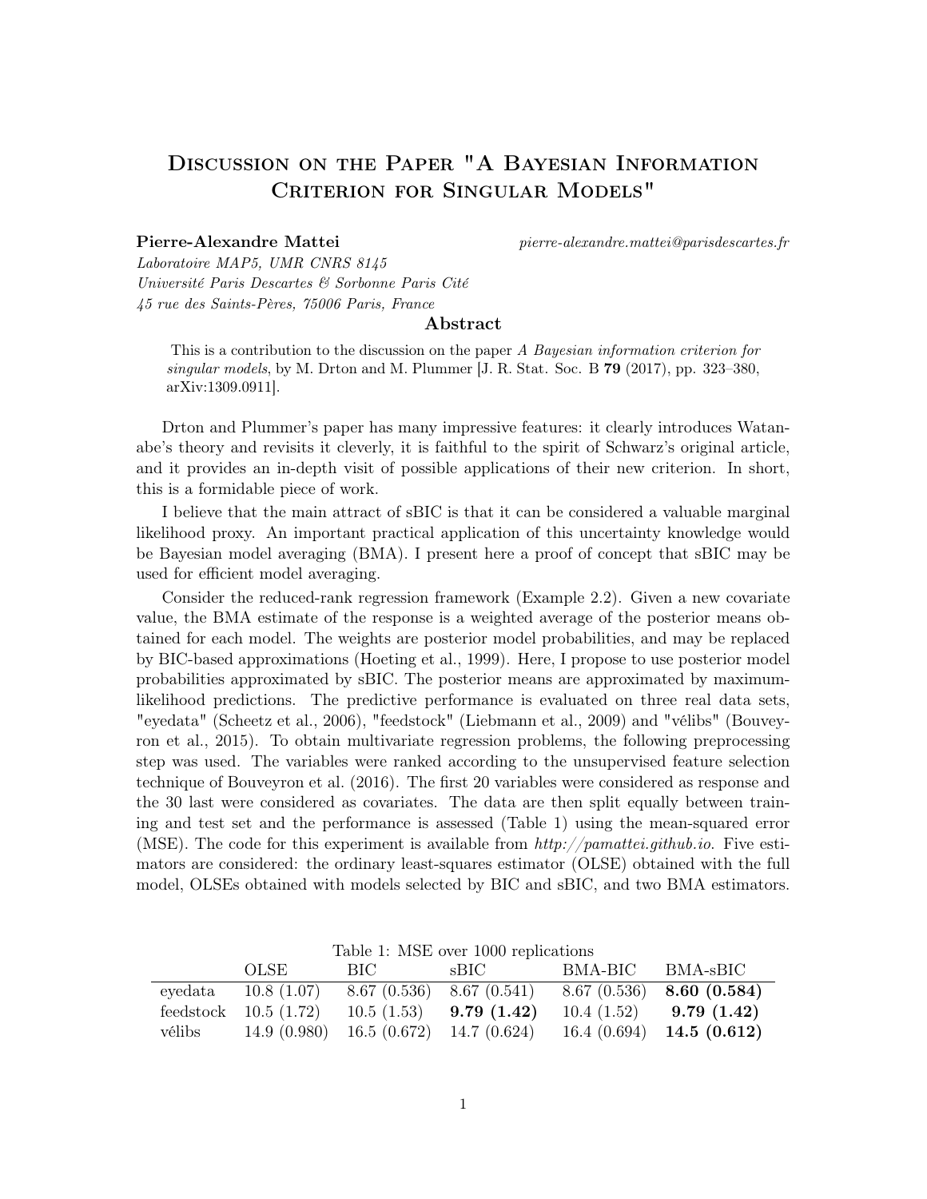# Discussion on the Paper "A Bayesian Information Criterion for Singular Models"

**Pierre-Alexandre Mattei** *pierre-alexandre.mattei@parisdescartes.fr*

*Laboratoire MAP5, UMR CNRS 8145*
*Université Paris Descartes & Sorbonne Paris Cité*
*45 rue des Saints-Pères, 75006 Paris, France*

## Abstract

This is a contribution to the discussion on the paper *A Bayesian information criterion for singular models*, by M. Drton and M. Plummer [J. R. Stat. Soc. B **79** (2017), pp. 323–380, arXiv:1309.0911].

Drton and Plummer's paper has many impressive features: it clearly introduces Watanabe's theory and revisits it cleverly, it is faithful to the spirit of Schwarz's original article, and it provides an in-depth visit of possible applications of their new criterion. In short, this is a formidable piece of work.

I believe that the main attract of sBIC is that it can be considered a valuable marginal likelihood proxy. An important practical application of this uncertainty knowledge would be Bayesian model averaging (BMA). I present here a proof of concept that sBIC may be used for efficient model averaging.

Consider the reduced-rank regression framework (Example 2.2). Given a new covariate value, the BMA estimate of the response is a weighted average of the posterior means obtained for each model. The weights are posterior model probabilities, and may be replaced by BIC-based approximations (Hoeting et al., 1999). Here, I propose to use posterior model probabilities approximated by sBIC. The posterior means are approximated by maximum-likelihood predictions. The predictive performance is evaluated on three real data sets, "eyedata" (Scheetz et al., 2006), "feedstock" (Liebmann et al., 2009) and "vélibs" (Bouveyron et al., 2015). To obtain multivariate regression problems, the following preprocessing step was used. The variables were ranked according to the unsupervised feature selection technique of Bouveyron et al. (2016). The first 20 variables were considered as response and the 30 last were considered as covariates. The data are then split equally between training and test set and the performance is assessed (Table 1) using the mean-squared error (MSE). The code for this experiment is available from *http://pamattei.github.io*. Five estimators are considered: the ordinary least-squares estimator (OLSE) obtained with the full model, OLSEs obtained with models selected by BIC and sBIC, and two BMA estimators.

Table 1: MSE over 1000 replications

| | OLSE | BIC | sBIC | BMA-BIC | BMA-sBIC |
|---|---|---|---|---|---|
| eyedata | 10.8 (1.07) | 8.67 (0.536) | 8.67 (0.541) | 8.67 (0.536) | **8.60 (0.584)** |
| feedstock | 10.5 (1.72) | 10.5 (1.53) | **9.79 (1.42)** | 10.4 (1.52) | **9.79 (1.42)** |
| vélibs | 14.9 (0.980) | 16.5 (0.672) | 14.7 (0.624) | 16.4 (0.694) | **14.5 (0.612)** |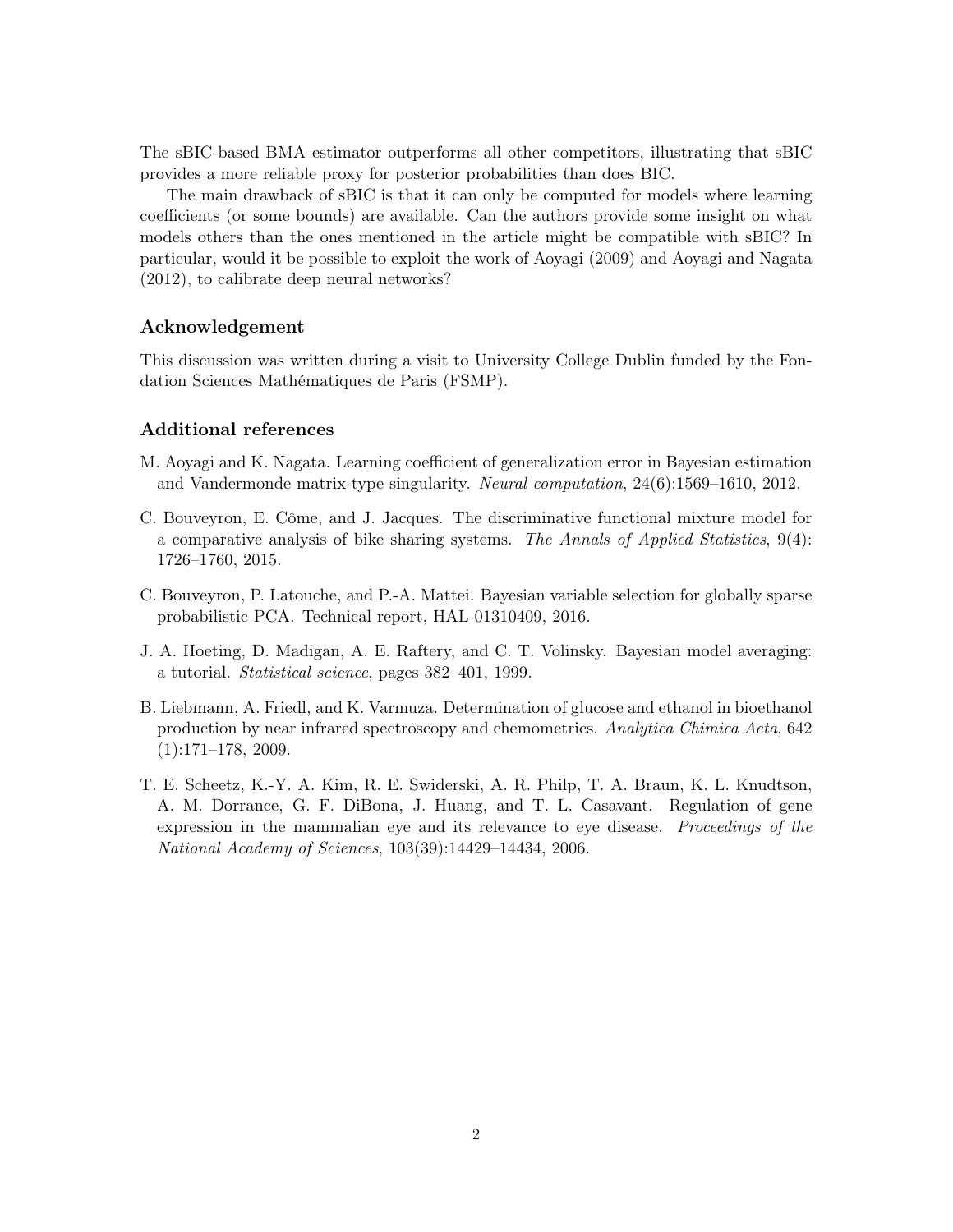The sBIC-based BMA estimator outperforms all other competitors, illustrating that sBIC provides a more reliable proxy for posterior probabilities than does BIC.

The main drawback of sBIC is that it can only be computed for models where learning coefficients (or some bounds) are available. Can the authors provide some insight on what models others than the ones mentioned in the article might be compatible with sBIC? In particular, would it be possible to exploit the work of Aoyagi (2009) and Aoyagi and Nagata (2012), to calibrate deep neural networks?

### Acknowledgement

This discussion was written during a visit to University College Dublin funded by the Fondation Sciences Mathématiques de Paris (FSMP).

### Additional references

M. Aoyagi and K. Nagata. Learning coefficient of generalization error in Bayesian estimation and Vandermonde matrix-type singularity. *Neural computation*, 24(6):1569–1610, 2012.

C. Bouveyron, E. Côme, and J. Jacques. The discriminative functional mixture model for a comparative analysis of bike sharing systems. *The Annals of Applied Statistics*, 9(4): 1726–1760, 2015.

C. Bouveyron, P. Latouche, and P.-A. Mattei. Bayesian variable selection for globally sparse probabilistic PCA. Technical report, HAL-01310409, 2016.

J. A. Hoeting, D. Madigan, A. E. Raftery, and C. T. Volinsky. Bayesian model averaging: a tutorial. *Statistical science*, pages 382–401, 1999.

B. Liebmann, A. Friedl, and K. Varmuza. Determination of glucose and ethanol in bioethanol production by near infrared spectroscopy and chemometrics. *Analytica Chimica Acta*, 642 (1):171–178, 2009.

T. E. Scheetz, K.-Y. A. Kim, R. E. Swiderski, A. R. Philp, T. A. Braun, K. L. Knudtson, A. M. Dorrance, G. F. DiBona, J. Huang, and T. L. Casavant. Regulation of gene expression in the mammalian eye and its relevance to eye disease. *Proceedings of the National Academy of Sciences*, 103(39):14429–14434, 2006.